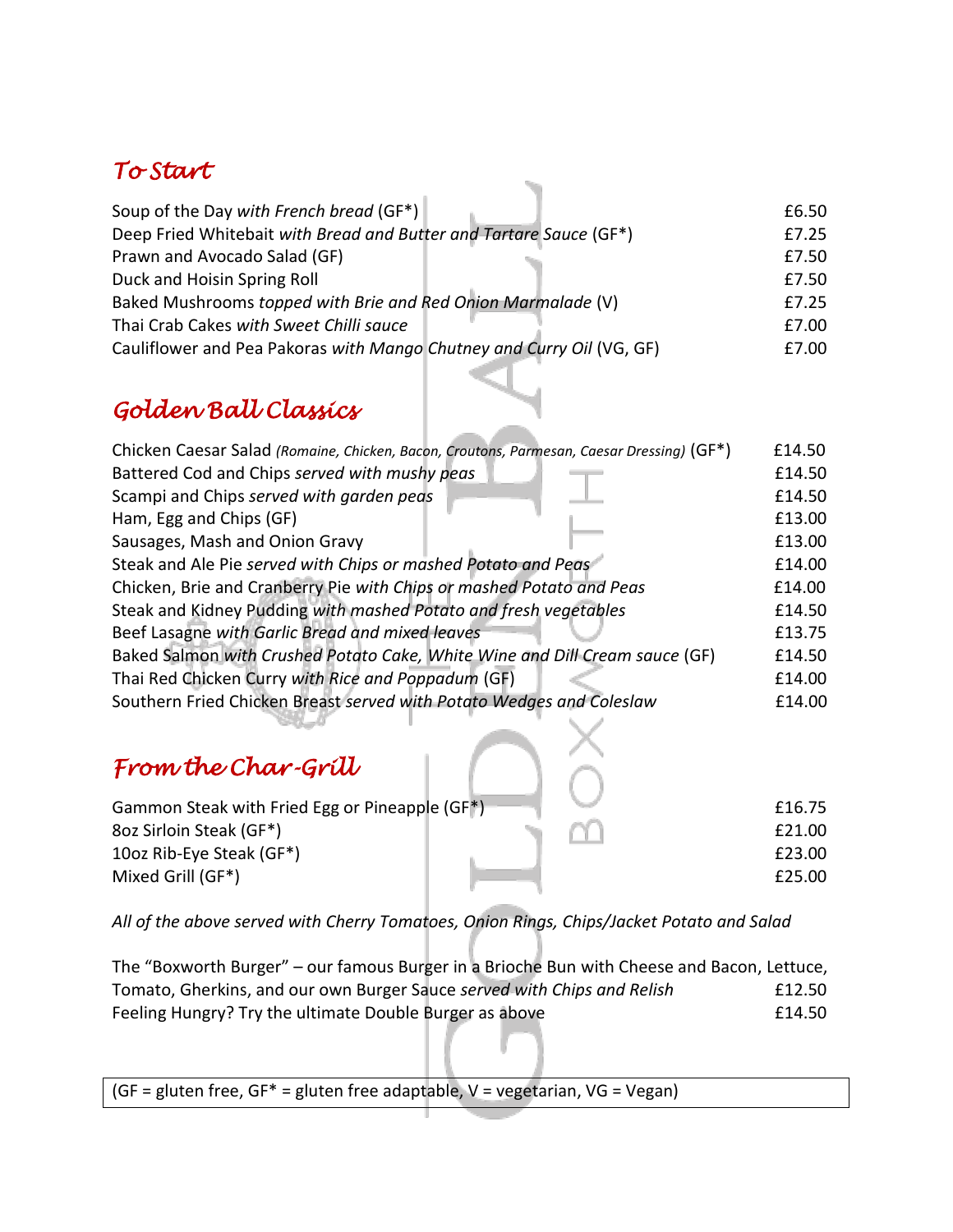## *To Start*

| | |
|---|---|
| Soup of the Day *with French bread* (GF*) | £6.50 |
| Deep Fried Whitebait *with Bread and Butter and Tartare Sauce* (GF*) | £7.25 |
| Prawn and Avocado Salad (GF) | £7.50 |
| Duck and Hoisin Spring Roll | £7.50 |
| Baked Mushrooms *topped with Brie and Red Onion Marmalade* (V) | £7.25 |
| Thai Crab Cakes *with Sweet Chilli sauce* | £7.00 |
| Cauliflower and Pea Pakoras *with Mango Chutney and Curry Oil* (VG, GF) | £7.00 |

## *Golden Ball Classics*

| | |
|---|---|
| Chicken Caesar Salad *(Romaine, Chicken, Bacon, Croutons, Parmesan, Caesar Dressing)* (GF*) | £14.50 |
| Battered Cod and Chips *served with mushy peas* | £14.50 |
| Scampi and Chips *served with garden peas* | £14.50 |
| Ham, Egg and Chips (GF) | £13.00 |
| Sausages, Mash and Onion Gravy | £13.00 |
| Steak and Ale Pie *served with Chips or mashed Potato and Peas* | £14.00 |
| Chicken, Brie and Cranberry Pie *with Chips or mashed Potato and Peas* | £14.00 |
| Steak and Kidney Pudding *with mashed Potato and fresh vegetables* | £14.50 |
| Beef Lasagne *with Garlic Bread and mixed leaves* | £13.75 |
| Baked Salmon *with Crushed Potato Cake, White Wine and Dill Cream sauce* (GF) | £14.50 |
| Thai Red Chicken Curry *with Rice and Poppadum* (GF) | £14.00 |
| Southern Fried Chicken Breast *served with Potato Wedges and Coleslaw* | £14.00 |

## *From the Char-Grill*

| | |
|---|---|
| Gammon Steak with Fried Egg or Pineapple (GF*) | £16.75 |
| 8oz Sirloin Steak (GF*) | £21.00 |
| 10oz Rib-Eye Steak (GF*) | £23.00 |
| Mixed Grill (GF*) | £25.00 |

*All of the above served with Cherry Tomatoes, Onion Rings, Chips/Jacket Potato and Salad*

| | |
|---|---|
| The "Boxworth Burger" – our famous Burger in a Brioche Bun with Cheese and Bacon, Lettuce, Tomato, Gherkins, and our own Burger Sauce *served with Chips and Relish* | £12.50 |
| Feeling Hungry? Try the ultimate Double Burger as above | £14.50 |

(GF = gluten free, GF* = gluten free adaptable, V = vegetarian, VG = Vegan)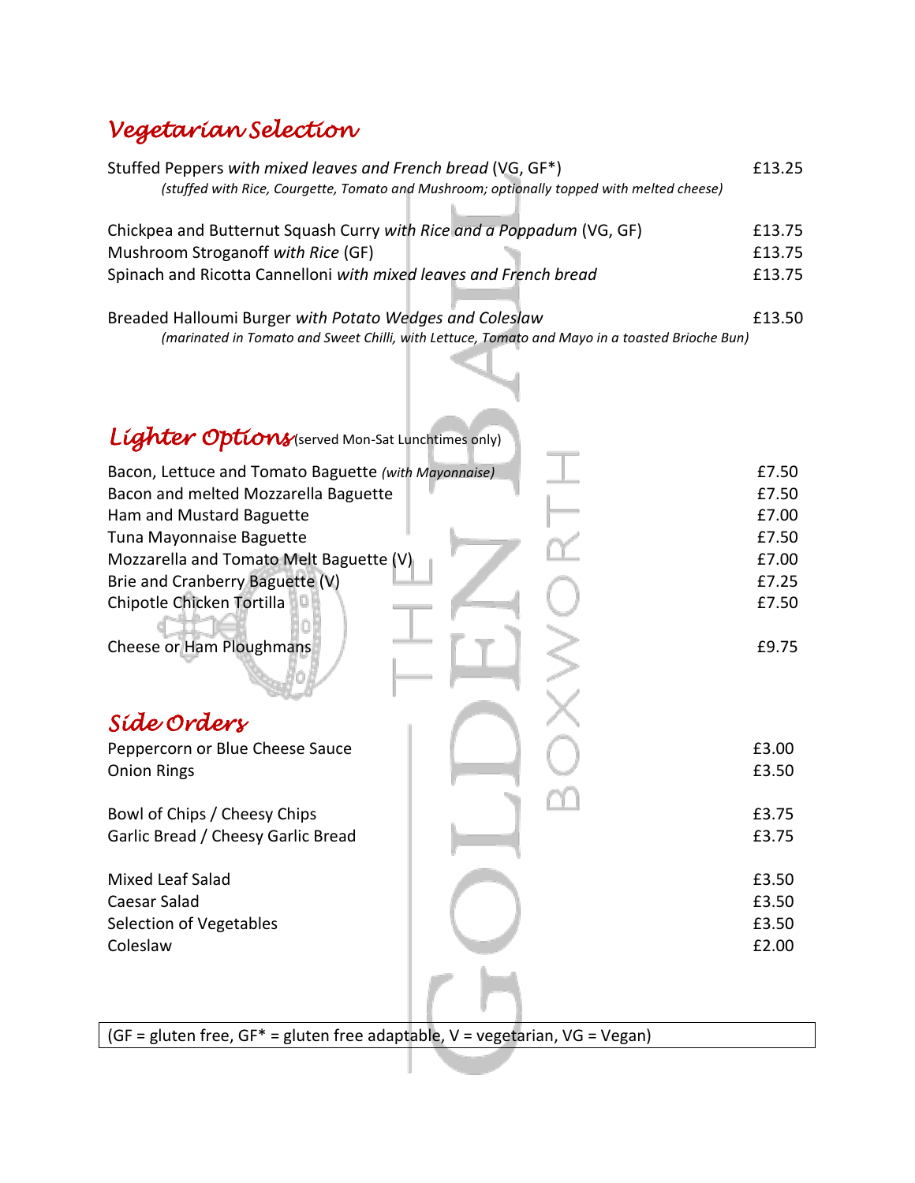## *Vegetarian Selection*

Stuffed Peppers *with mixed leaves and French bread* (VG, GF*) £13.25
*(stuffed with Rice, Courgette, Tomato and Mushroom; optionally topped with melted cheese)*

Chickpea and Butternut Squash Curry *with Rice and a Poppadum* (VG, GF) £13.75
Mushroom Stroganoff *with Rice* (GF) £13.75
Spinach and Ricotta Cannelloni *with mixed leaves and French bread* £13.75

Breaded Halloumi Burger *with Potato Wedges and Coleslaw* £13.50
*(marinated in Tomato and Sweet Chilli, with Lettuce, Tomato and Mayo in a toasted Brioche Bun)*

## *Lighter Options* (served Mon-Sat Lunchtimes only)

Bacon, Lettuce and Tomato Baguette *(with Mayonnaise)* £7.50
Bacon and melted Mozzarella Baguette £7.50
Ham and Mustard Baguette £7.00
Tuna Mayonnaise Baguette £7.50
Mozzarella and Tomato Melt Baguette (V) £7.00
Brie and Cranberry Baguette (V) £7.25
Chipotle Chicken Tortilla £7.50

Cheese or Ham Ploughmans £9.75

## *Side Orders*

Peppercorn or Blue Cheese Sauce £3.00
Onion Rings £3.50

Bowl of Chips / Cheesy Chips £3.75
Garlic Bread / Cheesy Garlic Bread £3.75

Mixed Leaf Salad £3.50
Caesar Salad £3.50
Selection of Vegetables £3.50
Coleslaw £2.00

(GF = gluten free, GF* = gluten free adaptable, V = vegetarian, VG = Vegan)